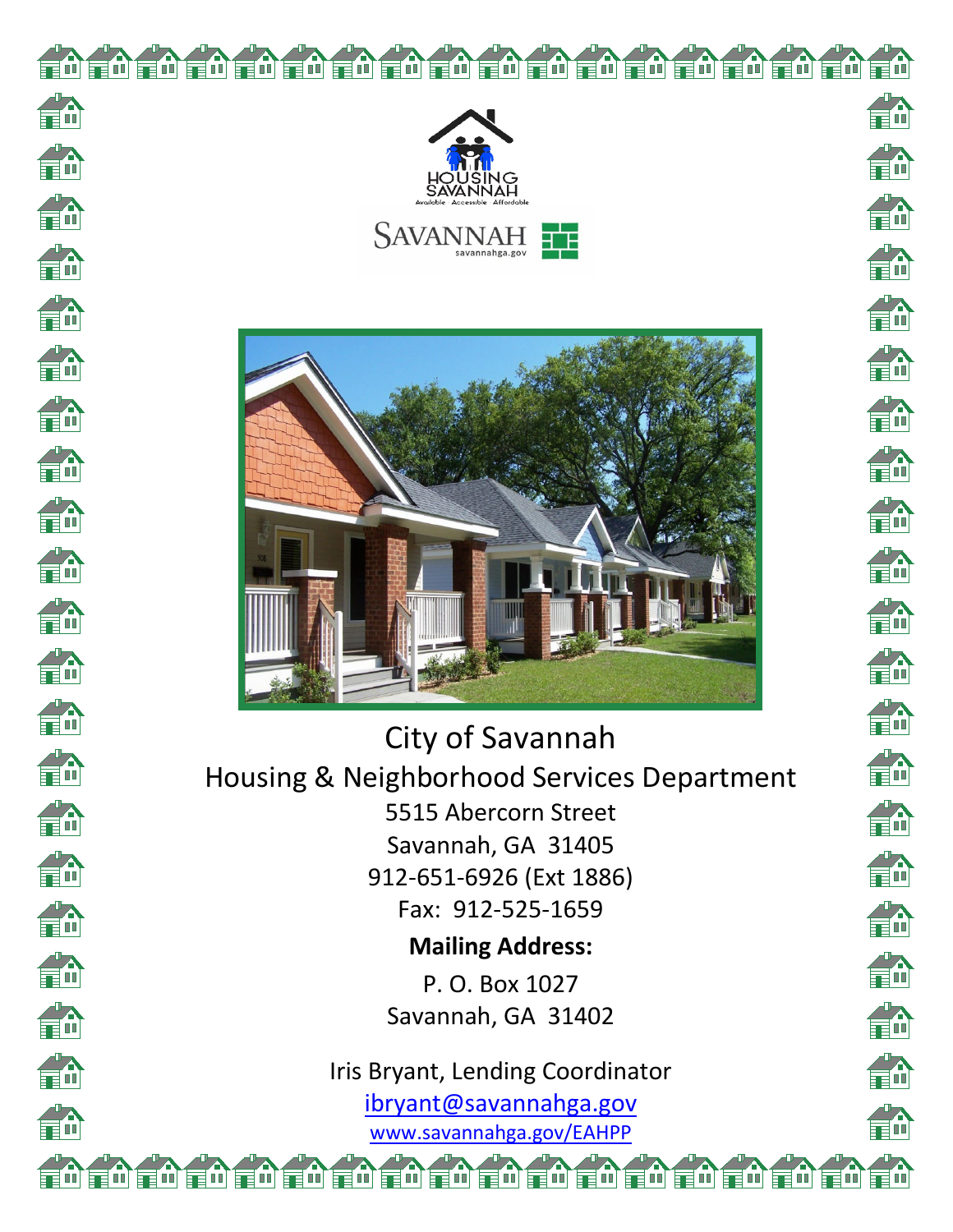HOUSING SAVANNAH

Available Accessible Affordable

SAVANNAH

savannahga.gov

# City of Savannah

## Housing & Neighborhood Services Department

5515 Abercorn Street

Savannah, GA 31405

912-651-6926 (Ext 1886)

Fax: 912-525-1659

**Mailing Address:**

P. O. Box 1027

Savannah, GA 31402

Iris Bryant, Lending Coordinator

ibryant@savannahga.gov

www.savannahga.gov/EAHPP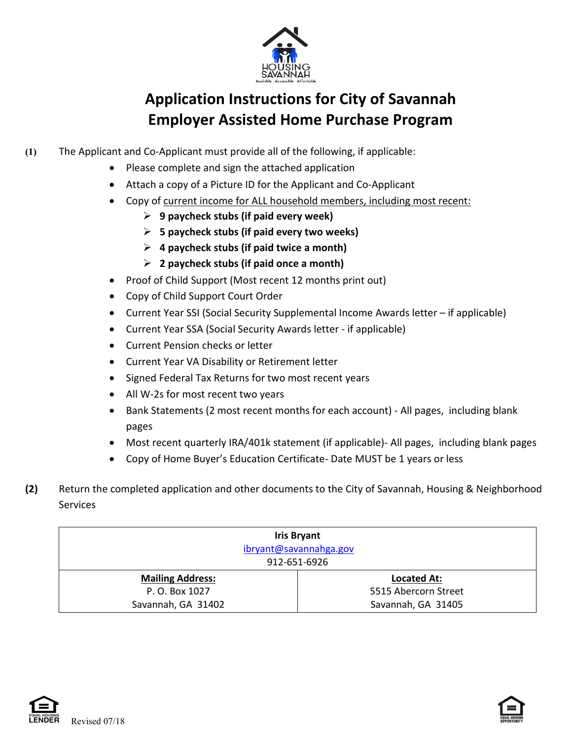# Application Instructions for City of Savannah Employer Assisted Home Purchase Program

**(1)** The Applicant and Co-Applicant must provide all of the following, if applicable:

- Please complete and sign the attached application
- Attach a copy of a Picture ID for the Applicant and Co-Applicant
- Copy of current income for ALL household members, including most recent:
  - **9 paycheck stubs (if paid every week)**
  - **5 paycheck stubs (if paid every two weeks)**
  - **4 paycheck stubs (if paid twice a month)**
  - **2 paycheck stubs (if paid once a month)**
- Proof of Child Support (Most recent 12 months print out)
- Copy of Child Support Court Order
- Current Year SSI (Social Security Supplemental Income Awards letter – if applicable)
- Current Year SSA (Social Security Awards letter - if applicable)
- Current Pension checks or letter
- Current Year VA Disability or Retirement letter
- Signed Federal Tax Returns for two most recent years
- All W-2s for most recent two years
- Bank Statements (2 most recent months for each account) - All pages, including blank pages
- Most recent quarterly IRA/401k statement (if applicable)- All pages, including blank pages
- Copy of Home Buyer's Education Certificate- Date MUST be 1 years or less

**(2)** Return the completed application and other documents to the City of Savannah, Housing & Neighborhood Services

| **Iris Bryant**<br>ibryant@savannahga.gov<br>912-651-6926 | |
|---|---|
| **Mailing Address:**<br>P. O. Box 1027<br>Savannah, GA 31402 | **Located At:**<br>5515 Abercorn Street<br>Savannah, GA 31405 |

Revised 07/18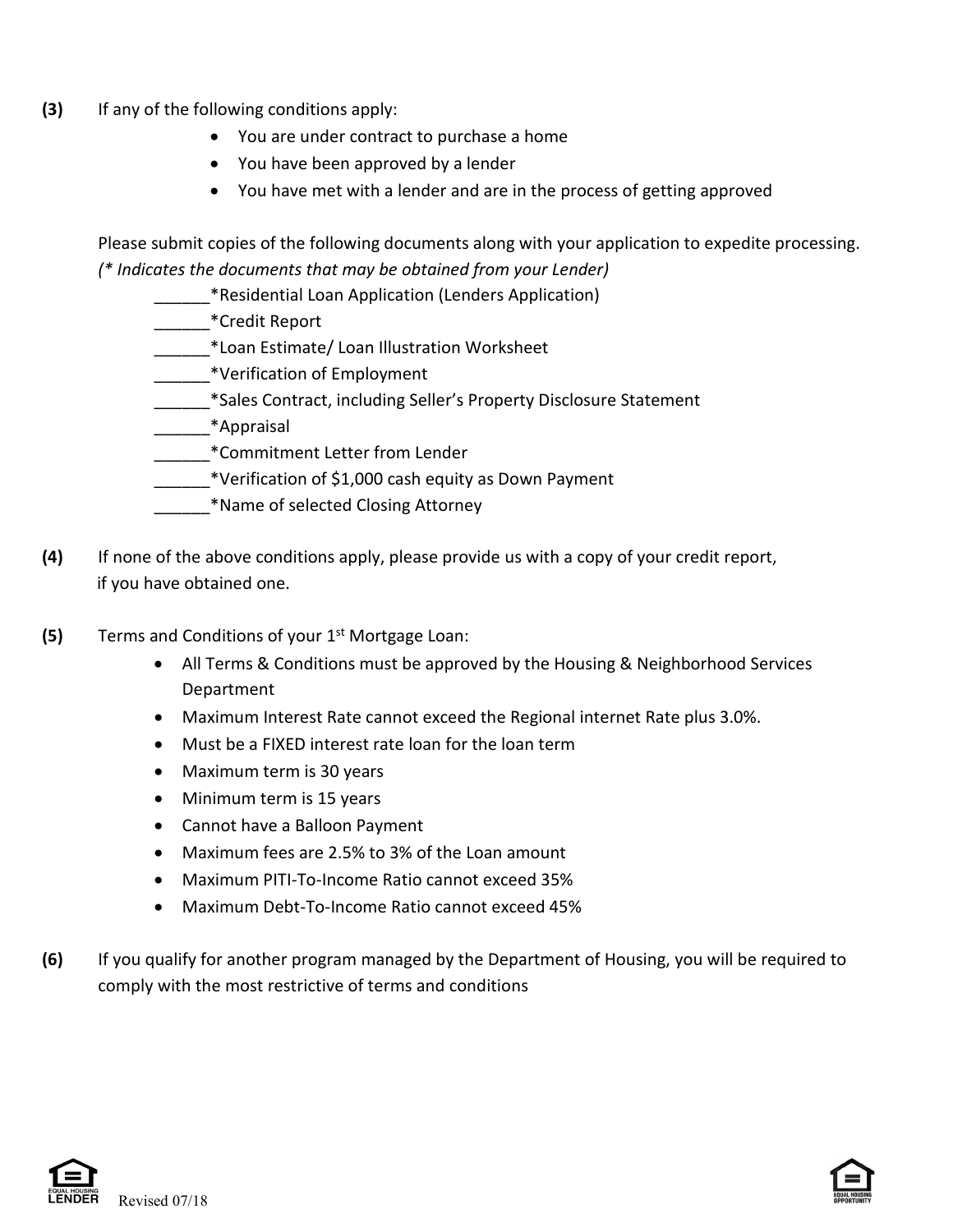**(3)** If any of the following conditions apply:

- You are under contract to purchase a home
- You have been approved by a lender
- You have met with a lender and are in the process of getting approved

Please submit copies of the following documents along with your application to expedite processing.
*(* Indicates the documents that may be obtained from your Lender)*

______*Residential Loan Application (Lenders Application)
______*Credit Report
______*Loan Estimate/ Loan Illustration Worksheet
______*Verification of Employment
______*Sales Contract, including Seller's Property Disclosure Statement
______*Appraisal
______*Commitment Letter from Lender
______*Verification of $1,000 cash equity as Down Payment
______*Name of selected Closing Attorney

**(4)** If none of the above conditions apply, please provide us with a copy of your credit report, if you have obtained one.

**(5)** Terms and Conditions of your 1st Mortgage Loan:

- All Terms & Conditions must be approved by the Housing & Neighborhood Services Department
- Maximum Interest Rate cannot exceed the Regional internet Rate plus 3.0%.
- Must be a FIXED interest rate loan for the loan term
- Maximum term is 30 years
- Minimum term is 15 years
- Cannot have a Balloon Payment
- Maximum fees are 2.5% to 3% of the Loan amount
- Maximum PITI-To-Income Ratio cannot exceed 35%
- Maximum Debt-To-Income Ratio cannot exceed 45%

**(6)** If you qualify for another program managed by the Department of Housing, you will be required to comply with the most restrictive of terms and conditions

Revised 07/18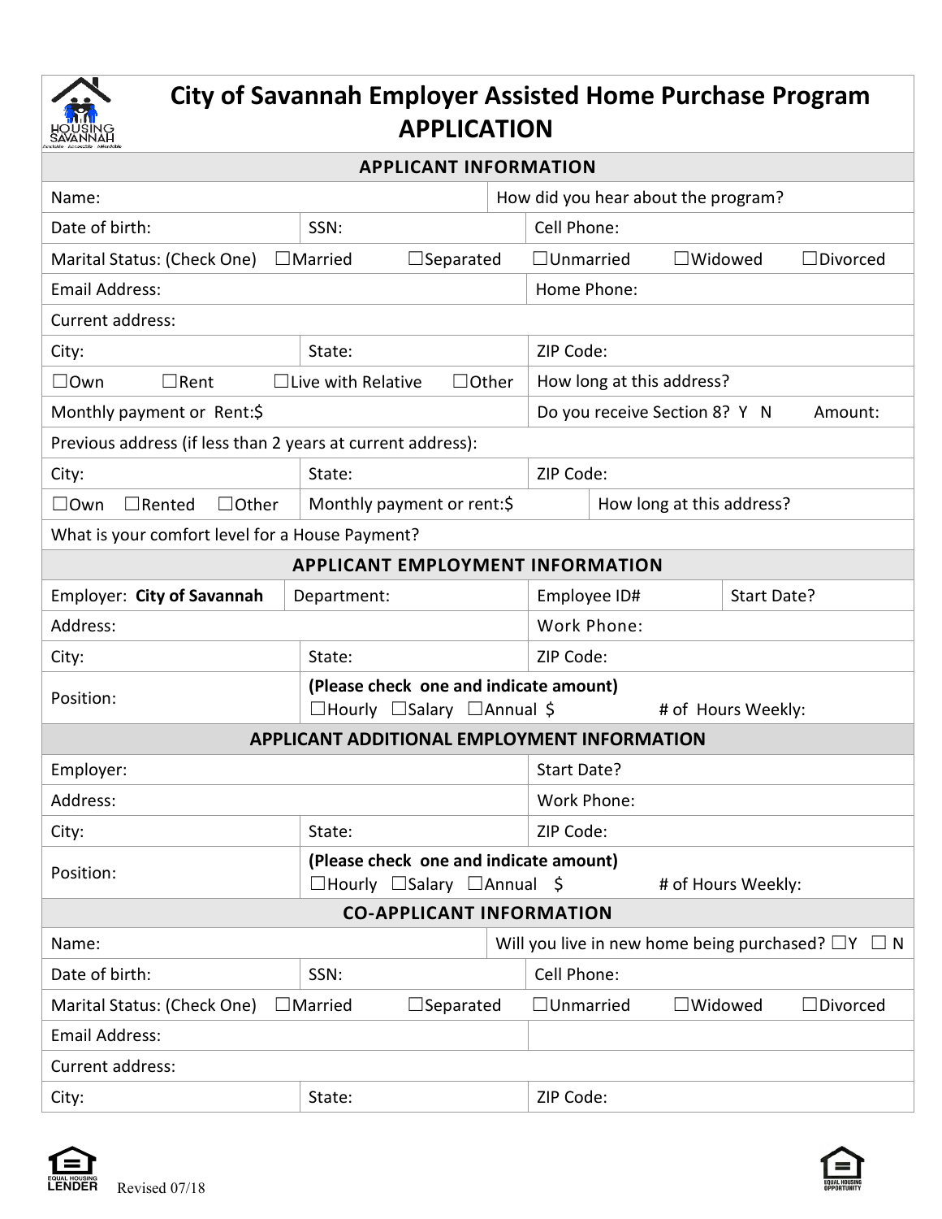# City of Savannah Employer Assisted Home Purchase Program APPLICATION

## APPLICANT INFORMATION

| | | | |
|---|---|---|---|
| Name: | | How did you hear about the program? | |
| Date of birth: | SSN: | Cell Phone: | |
| Marital Status: (Check One) ☐Married | ☐Separated | ☐Unmarried ☐Widowed | ☐Divorced |
| Email Address: | | Home Phone: | |
| Current address: | | | |
| City: | State: | ZIP Code: | |
| ☐Own ☐Rent | ☐Live with Relative ☐Other | How long at this address? | |
| Monthly payment or Rent:$ | | Do you receive Section 8? Y N | Amount: |
| Previous address (if less than 2 years at current address): | | | |
| City: | State: | ZIP Code: | |
| ☐Own ☐Rented ☐Other | Monthly payment or rent:$ | How long at this address? | |
| What is your comfort level for a House Payment? | | | |

## APPLICANT EMPLOYMENT INFORMATION

| | | | |
|---|---|---|---|
| Employer: **City of Savannah** | Department: | Employee ID# | Start Date? |
| Address: | | Work Phone: | |
| City: | State: | ZIP Code: | |
| Position: | **(Please check one and indicate amount)** ☐Hourly ☐Salary ☐Annual $ | # of Hours Weekly: | |

## APPLICANT ADDITIONAL EMPLOYMENT INFORMATION

| | | | |
|---|---|---|---|
| Employer: | | Start Date? | |
| Address: | | Work Phone: | |
| City: | State: | ZIP Code: | |
| Position: | **(Please check one and indicate amount)** ☐Hourly ☐Salary ☐Annual $ | # of Hours Weekly: | |

## CO-APPLICANT INFORMATION

| | | | |
|---|---|---|---|
| Name: | | Will you live in new home being purchased? ☐Y ☐ N | |
| Date of birth: | SSN: | Cell Phone: | |
| Marital Status: (Check One) ☐Married | ☐Separated | ☐Unmarried ☐Widowed | ☐Divorced |
| Email Address: | | | |
| Current address: | | | |
| City: | State: | ZIP Code: | |

Revised 07/18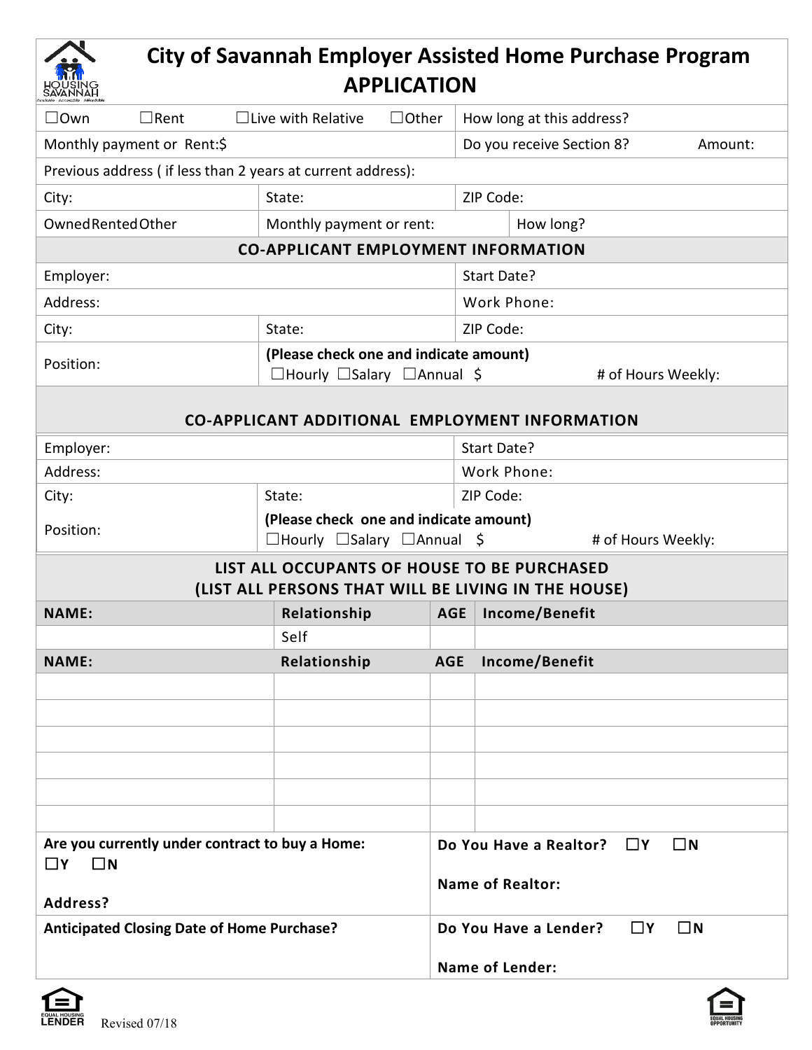# City of Savannah Employer Assisted Home Purchase Program APPLICATION

| | |
|---|---|
| ☐Own ☐Rent ☐Live with Relative ☐Other | How long at this address? |
| Monthly payment or Rent:$ | Do you receive Section 8? Amount: |
| Previous address ( if less than 2 years at current address): | |
| City: State: | ZIP Code: |
| OwnedRentedOther Monthly payment or rent: | How long? |

## CO-APPLICANT EMPLOYMENT INFORMATION

| | | |
|---|---|---|
| Employer: | | Start Date? |
| Address: | | Work Phone: |
| City: | State: | ZIP Code: |
| Position: | **(Please check one and indicate amount)** ☐Hourly ☐Salary ☐Annual $ | # of Hours Weekly: |

## CO-APPLICANT ADDITIONAL EMPLOYMENT INFORMATION

| | | |
|---|---|---|
| Employer: | | Start Date? |
| Address: | | Work Phone: |
| City: | State: | ZIP Code: |
| Position: | **(Please check one and indicate amount)** ☐Hourly ☐Salary ☐Annual $ | # of Hours Weekly: |

## LIST ALL OCCUPANTS OF HOUSE TO BE PURCHASED (LIST ALL PERSONS THAT WILL BE LIVING IN THE HOUSE)

| NAME: | Relationship | AGE | Income/Benefit |
|---|---|---|---|
| | Self | | |
| **NAME:** | **Relationship** | **AGE** | **Income/Benefit** |
| | | | |
| | | | |
| | | | |
| | | | |
| | | | |
| | | | |

| | |
|---|---|
| **Are you currently under contract to buy a Home:** ☐Y ☐N<br>**Address?** | **Do You Have a Realtor?** ☐Y ☐N<br>**Name of Realtor:** |
| **Anticipated Closing Date of Home Purchase?** | **Do You Have a Lender?** ☐Y ☐N<br>**Name of Lender:** |

EQUAL HOUSING LENDER Revised 07/18

EQUAL HOUSING OPPORTUNITY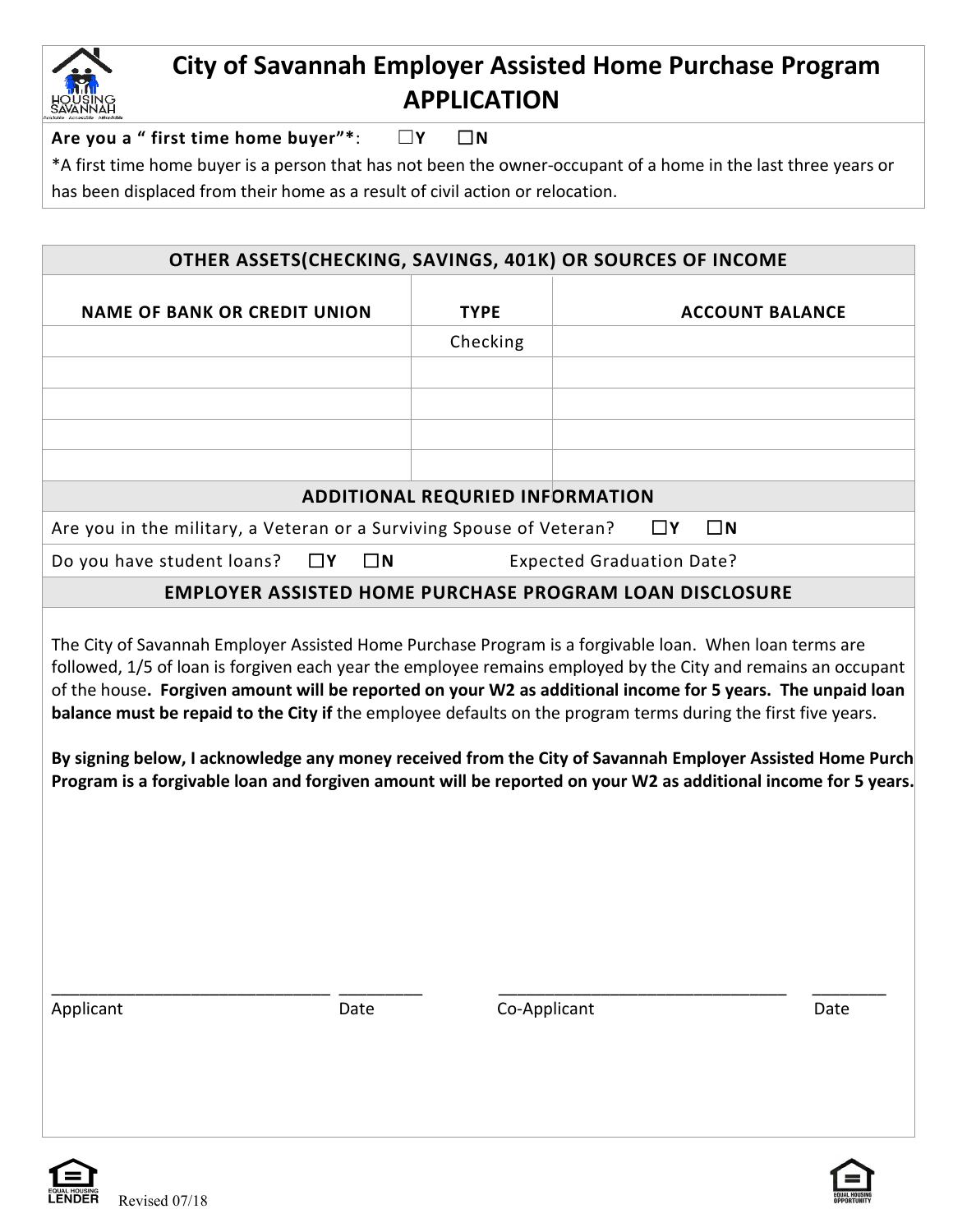# City of Savannah Employer Assisted Home Purchase Program APPLICATION

**Are you a " first time home buyer"\***: ☐Y ☐N

\*A first time home buyer is a person that has not been the owner-occupant of a home in the last three years or has been displaced from their home as a result of civil action or relocation.

| OTHER ASSETS(CHECKING, SAVINGS, 401K) OR SOURCES OF INCOME | | |
|---|---|---|
| **NAME OF BANK OR CREDIT UNION** | **TYPE** | **ACCOUNT BALANCE** |
| | Checking | |
| | | |
| | | |
| | | |
| | | |

## ADDITIONAL REQURIED INFORMATION

Are you in the military, a Veteran or a Surviving Spouse of Veteran? ☐Y ☐N

Do you have student loans? ☐Y ☐N Expected Graduation Date?

## EMPLOYER ASSISTED HOME PURCHASE PROGRAM LOAN DISCLOSURE

The City of Savannah Employer Assisted Home Purchase Program is a forgivable loan. When loan terms are followed, 1/5 of loan is forgiven each year the employee remains employed by the City and remains an occupant of the house**. Forgiven amount will be reported on your W2 as additional income for 5 years. The unpaid loan balance must be repaid to the City if** the employee defaults on the program terms during the first five years.

**By signing below, I acknowledge any money received from the City of Savannah Employer Assisted Home Purch Program is a forgivable loan and forgiven amount will be reported on your W2 as additional income for 5 years.**

_____________________________ _________ _____________________________ _________

Applicant Date Co-Applicant Date

EQUAL HOUSING LENDER Revised 07/18

EQUAL HOUSING OPPORTUNITY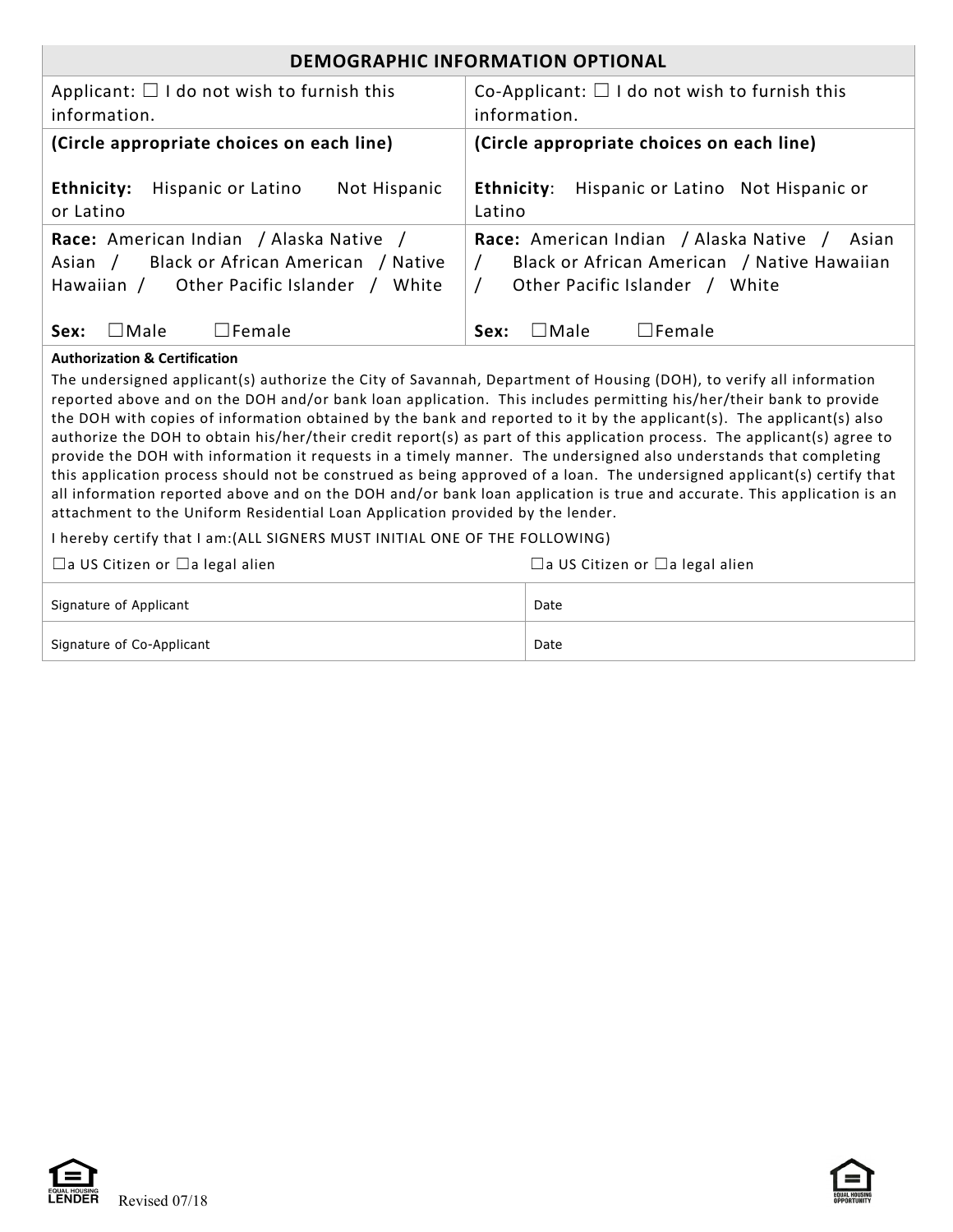| DEMOGRAPHIC INFORMATION OPTIONAL | |
|---|---|
| Applicant: ☐ I do not wish to furnish this information. | Co-Applicant: ☐ I do not wish to furnish this information. |
| **(Circle appropriate choices on each line)**<br><br>**Ethnicity:** Hispanic or Latino Not Hispanic or Latino | **(Circle appropriate choices on each line)**<br><br>**Ethnicity**: Hispanic or Latino Not Hispanic or Latino |
| **Race:** American Indian / Alaska Native / Asian / Black or African American / Native Hawaiian / Other Pacific Islander / White<br><br>**Sex:** ☐Male ☐Female | **Race:** American Indian / Alaska Native / Asian / Black or African American / Native Hawaiian / Other Pacific Islander / White<br><br>**Sex:** ☐Male ☐Female |

**Authorization & Certification**

The undersigned applicant(s) authorize the City of Savannah, Department of Housing (DOH), to verify all information reported above and on the DOH and/or bank loan application. This includes permitting his/her/their bank to provide the DOH with copies of information obtained by the bank and reported to it by the applicant(s). The applicant(s) also authorize the DOH to obtain his/her/their credit report(s) as part of this application process. The applicant(s) agree to provide the DOH with information it requests in a timely manner. The undersigned also understands that completing this application process should not be construed as being approved of a loan. The undersigned applicant(s) certify that all information reported above and on the DOH and/or bank loan application is true and accurate. This application is an attachment to the Uniform Residential Loan Application provided by the lender.

I hereby certify that I am:(ALL SIGNERS MUST INITIAL ONE OF THE FOLLOWING)

☐a US Citizen or ☐a legal alien ☐a US Citizen or ☐a legal alien

| | |
|---|---|
| Signature of Applicant | Date |
| Signature of Co-Applicant | Date |

EQUAL HOUSING LENDER Revised 07/18

EQUAL HOUSING OPPORTUNITY